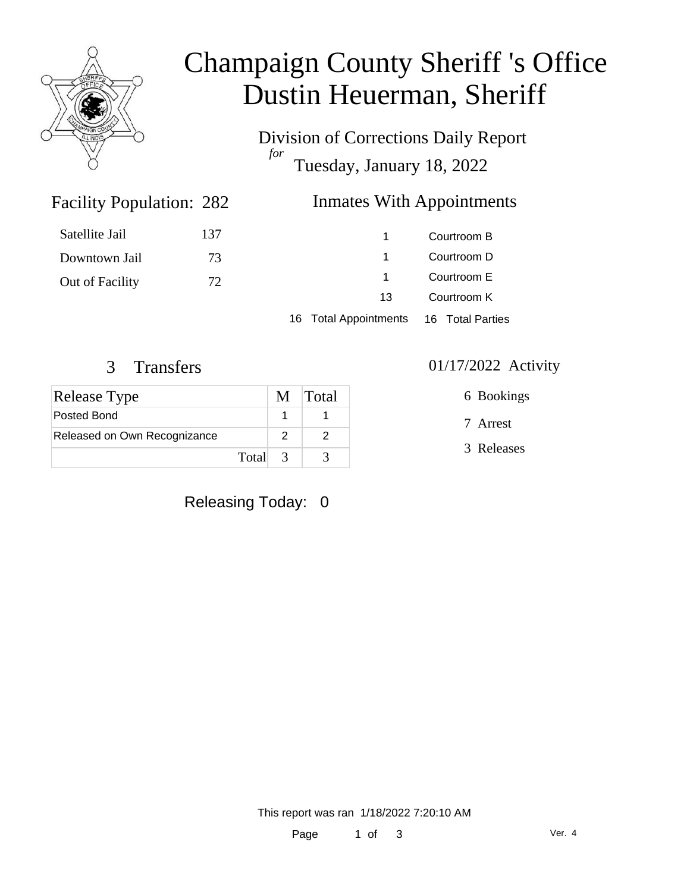# Champaign County Sheriff 's Office
# Dustin Heuerman, Sheriff

Division of Corrections Daily Report

*for*

Tuesday, January 18, 2022

## Facility Population: 282

| | |
|---|---|
| Satellite Jail | 137 |
| Downtown Jail | 73 |
| Out of Facility | 72 |

## Inmates With Appointments

| | |
|---|---|
| 1 | Courtroom B |
| 1 | Courtroom D |
| 1 | Courtroom E |
| 13 | Courtroom K |
| 16 Total Appointments | 16 Total Parties |

## 3 Transfers

| Release Type | M | Total |
|---|---|---|
| Posted Bond | 1 | 1 |
| Released on Own Recognizance | 2 | 2 |
| Total | 3 | 3 |

## 01/17/2022 Activity

6 Bookings

7 Arrest

3 Releases

Releasing Today: 0

This report was ran 1/18/2022 7:20:10 AM

Ver. 4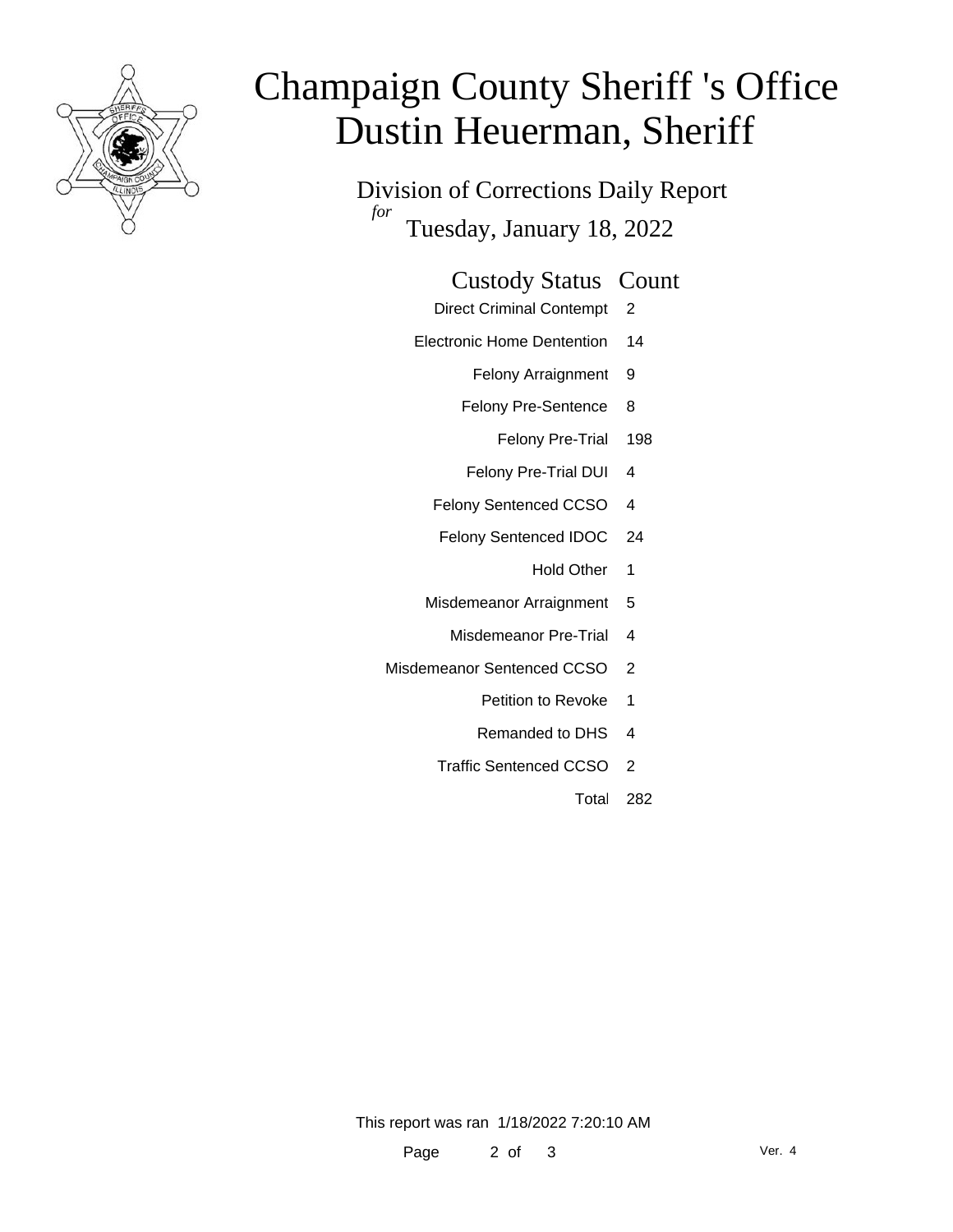# Champaign County Sheriff 's Office
# Dustin Heuerman, Sheriff

Division of Corrections Daily Report
*for*
Tuesday, January 18, 2022

| Custody Status | Count |
|---|---|
| Direct Criminal Contempt | 2 |
| Electronic Home Dentention | 14 |
| Felony Arraignment | 9 |
| Felony Pre-Sentence | 8 |
| Felony Pre-Trial | 198 |
| Felony Pre-Trial DUI | 4 |
| Felony Sentenced CCSO | 4 |
| Felony Sentenced IDOC | 24 |
| Hold Other | 1 |
| Misdemeanor Arraignment | 5 |
| Misdemeanor Pre-Trial | 4 |
| Misdemeanor Sentenced CCSO | 2 |
| Petition to Revoke | 1 |
| Remanded to DHS | 4 |
| Traffic Sentenced CCSO | 2 |
| Total | 282 |

This report was ran 1/18/2022 7:20:10 AM

Ver. 4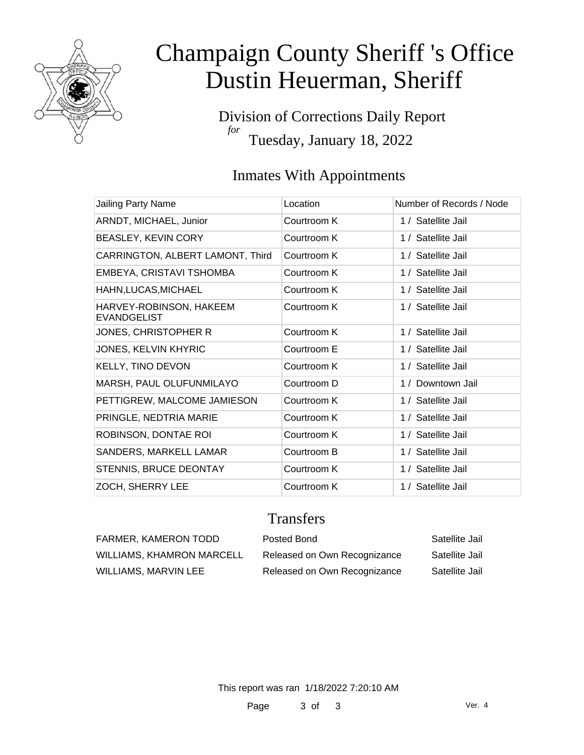# Champaign County Sheriff 's Office
# Dustin Heuerman, Sheriff

Division of Corrections Daily Report
*for*
Tuesday, January 18, 2022

## Inmates With Appointments

| Jailing Party Name | Location | Number of Records / Node |
|---|---|---|
| ARNDT, MICHAEL, Junior | Courtroom K | 1 / Satellite Jail |
| BEASLEY, KEVIN CORY | Courtroom K | 1 / Satellite Jail |
| CARRINGTON, ALBERT LAMONT, Third | Courtroom K | 1 / Satellite Jail |
| EMBEYA, CRISTAVI TSHOMBA | Courtroom K | 1 / Satellite Jail |
| HAHN,LUCAS,MICHAEL | Courtroom K | 1 / Satellite Jail |
| HARVEY-ROBINSON, HAKEEM EVANDGELIST | Courtroom K | 1 / Satellite Jail |
| JONES, CHRISTOPHER R | Courtroom K | 1 / Satellite Jail |
| JONES, KELVIN KHYRIC | Courtroom E | 1 / Satellite Jail |
| KELLY, TINO DEVON | Courtroom K | 1 / Satellite Jail |
| MARSH, PAUL OLUFUNMILAYO | Courtroom D | 1 / Downtown Jail |
| PETTIGREW, MALCOME JAMIESON | Courtroom K | 1 / Satellite Jail |
| PRINGLE, NEDTRIA MARIE | Courtroom K | 1 / Satellite Jail |
| ROBINSON, DONTAE ROI | Courtroom K | 1 / Satellite Jail |
| SANDERS, MARKELL LAMAR | Courtroom B | 1 / Satellite Jail |
| STENNIS, BRUCE DEONTAY | Courtroom K | 1 / Satellite Jail |
| ZOCH, SHERRY LEE | Courtroom K | 1 / Satellite Jail |

## Transfers

| | | |
|---|---|---|
| FARMER, KAMERON TODD | Posted Bond | Satellite Jail |
| WILLIAMS, KHAMRON MARCELL | Released on Own Recognizance | Satellite Jail |
| WILLIAMS, MARVIN LEE | Released on Own Recognizance | Satellite Jail |

This report was ran 1/18/2022 7:20:10 AM

Ver. 4